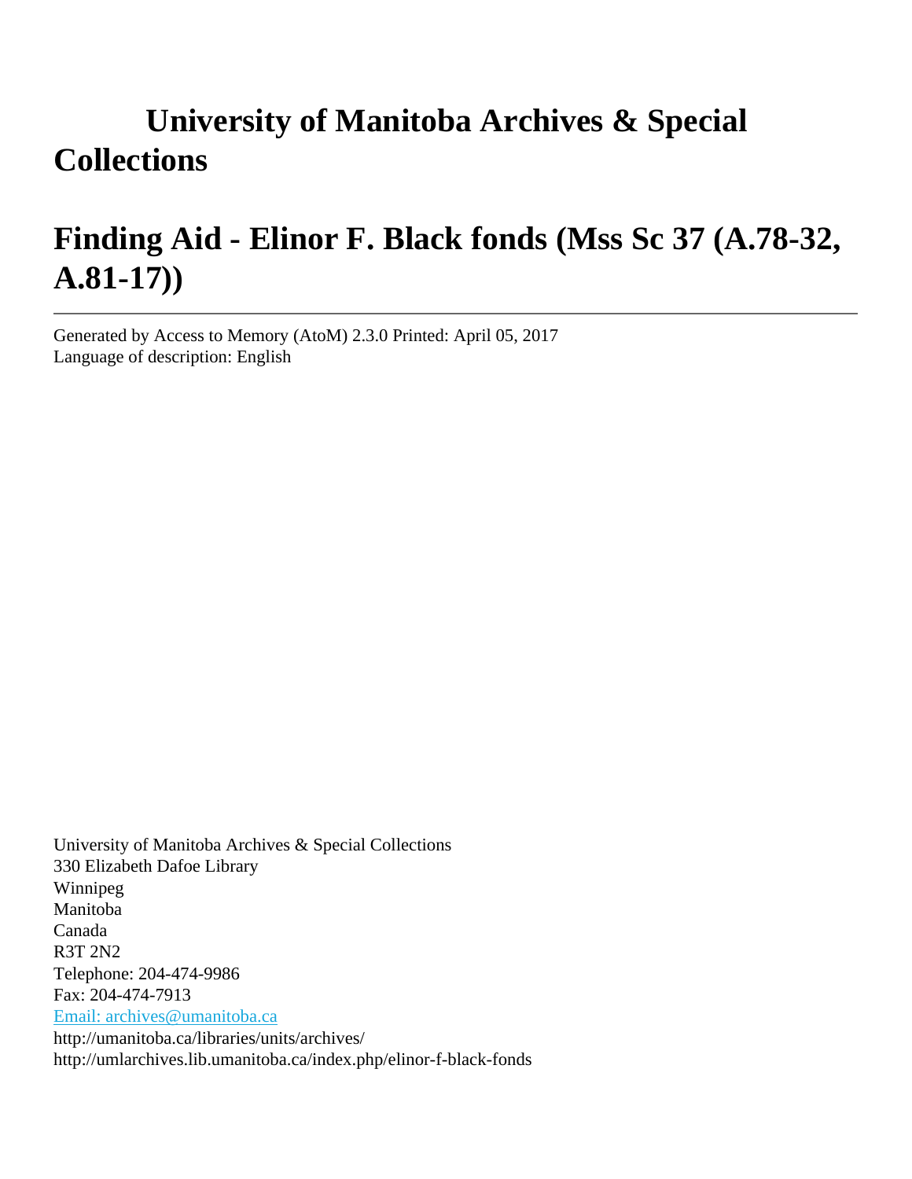# University of Manitoba Archives & Special Collections

# Finding Aid - Elinor F. Black fonds (Mss Sc 37 (A.78-32, A.81-17))

---

Generated by Access to Memory (AtoM) 2.3.0 Printed: April 05, 2017
Language of description: English

University of Manitoba Archives & Special Collections
330 Elizabeth Dafoe Library
Winnipeg
Manitoba
Canada
R3T 2N2
Telephone: 204-474-9986
Fax: 204-474-7913
[Email: archives@umanitoba.ca](mailto:archives@umanitoba.ca)
http://umanitoba.ca/libraries/units/archives/
http://umlarchives.lib.umanitoba.ca/index.php/elinor-f-black-fonds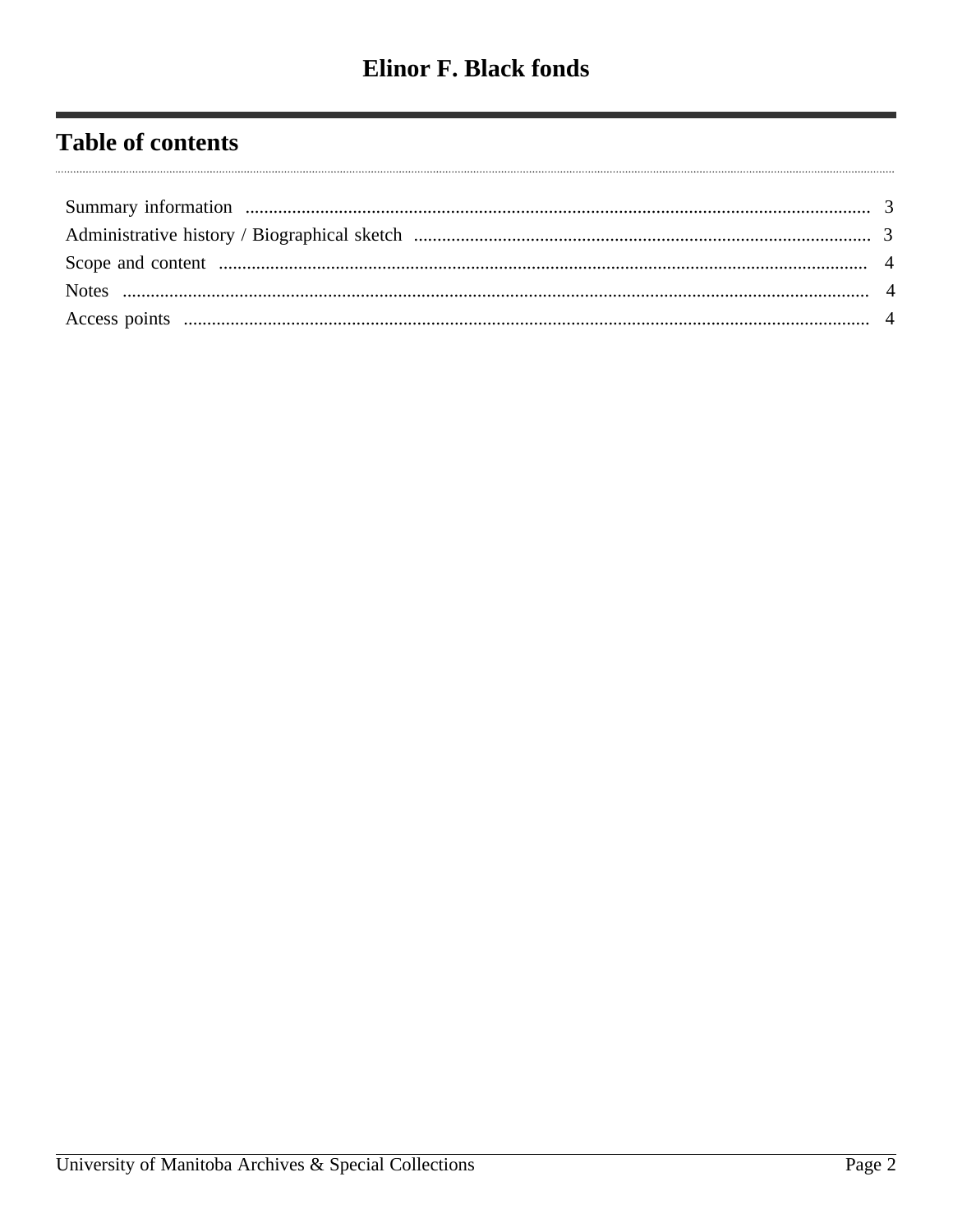# Elinor F. Black fonds

## Table of contents

Summary information ........................................................................ 3
Administrative history / Biographical sketch ........................................ 3
Scope and content ............................................................................ 4
Notes .................................................................................................. 4
Access points ..................................................................................... 4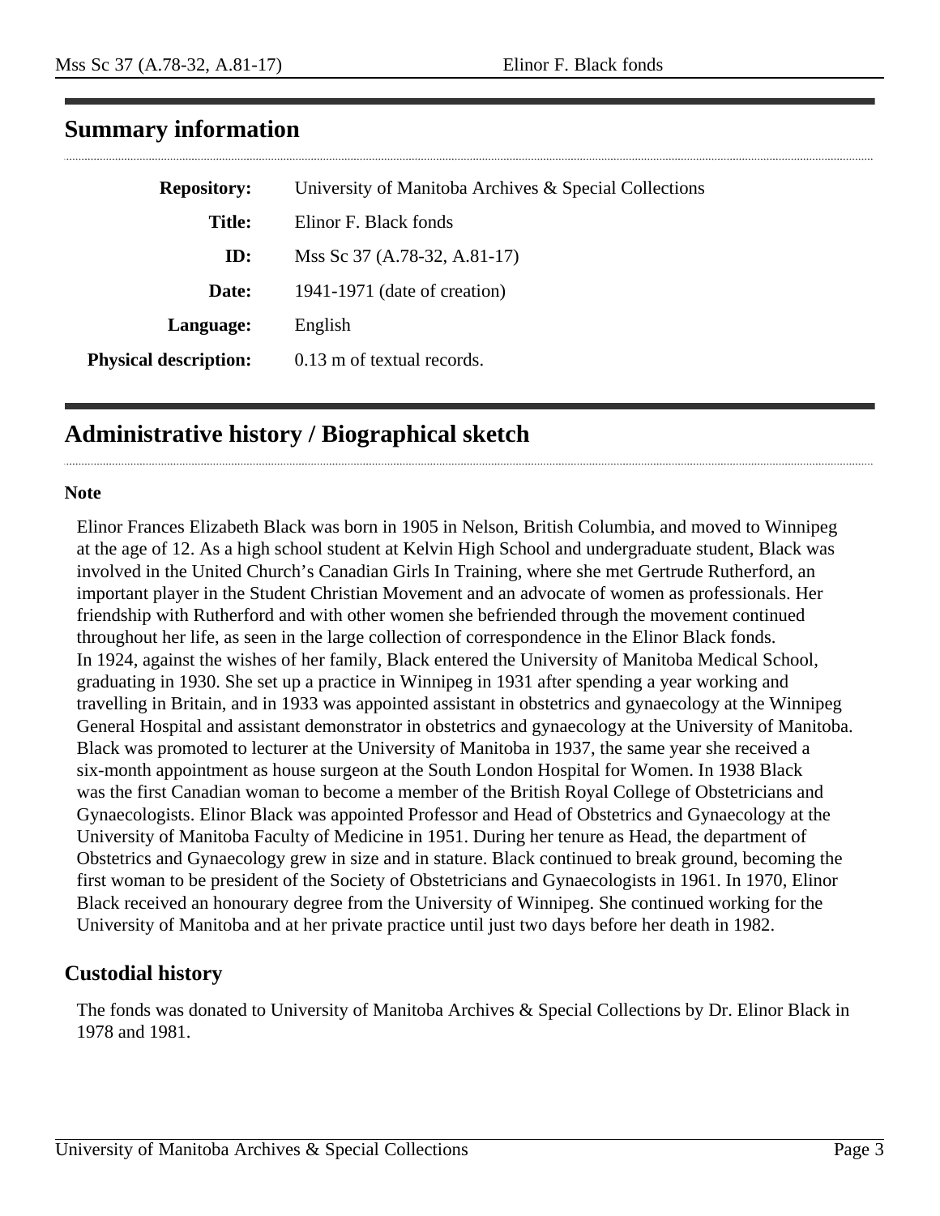## Summary information

| | |
|---|---|
| **Repository:** | University of Manitoba Archives & Special Collections |
| **Title:** | Elinor F. Black fonds |
| **ID:** | Mss Sc 37 (A.78-32, A.81-17) |
| **Date:** | 1941-1971 (date of creation) |
| **Language:** | English |
| **Physical description:** | 0.13 m of textual records. |

## Administrative history / Biographical sketch

**Note**

Elinor Frances Elizabeth Black was born in 1905 in Nelson, British Columbia, and moved to Winnipeg at the age of 12. As a high school student at Kelvin High School and undergraduate student, Black was involved in the United Church's Canadian Girls In Training, where she met Gertrude Rutherford, an important player in the Student Christian Movement and an advocate of women as professionals. Her friendship with Rutherford and with other women she befriended through the movement continued throughout her life, as seen in the large collection of correspondence in the Elinor Black fonds. In 1924, against the wishes of her family, Black entered the University of Manitoba Medical School, graduating in 1930. She set up a practice in Winnipeg in 1931 after spending a year working and travelling in Britain, and in 1933 was appointed assistant in obstetrics and gynaecology at the Winnipeg General Hospital and assistant demonstrator in obstetrics and gynaecology at the University of Manitoba. Black was promoted to lecturer at the University of Manitoba in 1937, the same year she received a six-month appointment as house surgeon at the South London Hospital for Women. In 1938 Black was the first Canadian woman to become a member of the British Royal College of Obstetricians and Gynaecologists. Elinor Black was appointed Professor and Head of Obstetrics and Gynaecology at the University of Manitoba Faculty of Medicine in 1951. During her tenure as Head, the department of Obstetrics and Gynaecology grew in size and in stature. Black continued to break ground, becoming the first woman to be president of the Society of Obstetricians and Gynaecologists in 1961. In 1970, Elinor Black received an honourary degree from the University of Winnipeg. She continued working for the University of Manitoba and at her private practice until just two days before her death in 1982.

### Custodial history

The fonds was donated to University of Manitoba Archives & Special Collections by Dr. Elinor Black in 1978 and 1981.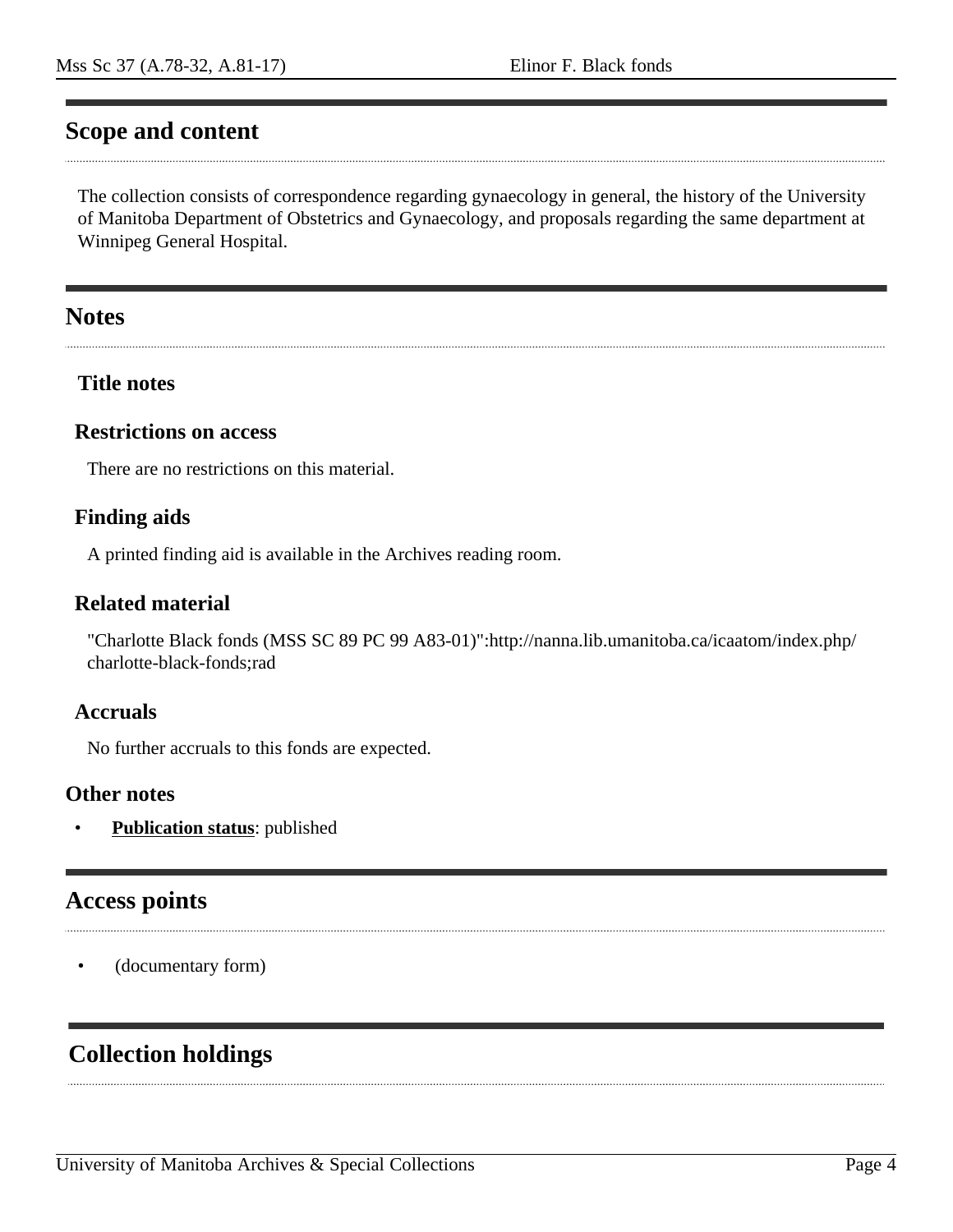## Scope and content

The collection consists of correspondence regarding gynaecology in general, the history of the University of Manitoba Department of Obstetrics and Gynaecology, and proposals regarding the same department at Winnipeg General Hospital.

## Notes

### Title notes

### Restrictions on access

There are no restrictions on this material.

### Finding aids

A printed finding aid is available in the Archives reading room.

### Related material

"Charlotte Black fonds (MSS SC 89 PC 99 A83-01)":http://nanna.lib.umanitoba.ca/icaatom/index.php/charlotte-black-fonds;rad

### Accruals

No further accruals to this fonds are expected.

### Other notes

- **Publication status**: published

## Access points

- (documentary form)

## Collection holdings